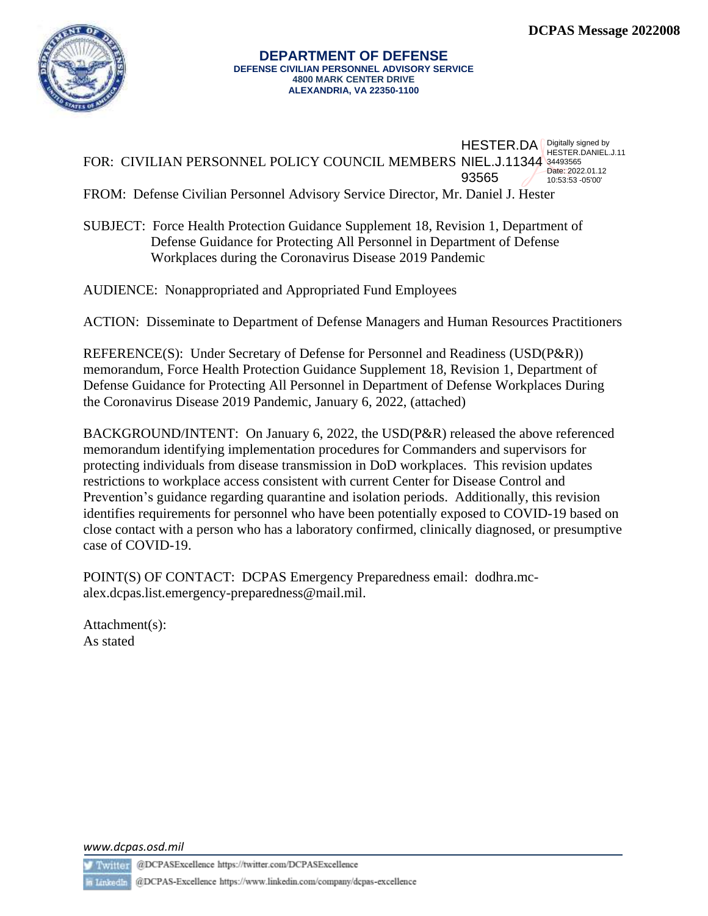DCPAS Message 2022008

**DEPARTMENT OF DEFENSE**
**DEFENSE CIVILIAN PERSONNEL ADVISORY SERVICE**
**4800 MARK CENTER DRIVE**
**ALEXANDRIA, VA 22350-1100**

FOR: CIVILIAN PERSONNEL POLICY COUNCIL MEMBERS

HESTER.DANIEL.J.1134493565 Digitally signed by HESTER.DANIEL.J.1134493565 Date: 2022.01.12 10:53:53 -05'00'

FROM: Defense Civilian Personnel Advisory Service Director, Mr. Daniel J. Hester

SUBJECT: Force Health Protection Guidance Supplement 18, Revision 1, Department of Defense Guidance for Protecting All Personnel in Department of Defense Workplaces during the Coronavirus Disease 2019 Pandemic

AUDIENCE: Nonappropriated and Appropriated Fund Employees

ACTION: Disseminate to Department of Defense Managers and Human Resources Practitioners

REFERENCE(S): Under Secretary of Defense for Personnel and Readiness (USD(P&R)) memorandum, Force Health Protection Guidance Supplement 18, Revision 1, Department of Defense Guidance for Protecting All Personnel in Department of Defense Workplaces During the Coronavirus Disease 2019 Pandemic, January 6, 2022, (attached)

BACKGROUND/INTENT: On January 6, 2022, the USD(P&R) released the above referenced memorandum identifying implementation procedures for Commanders and supervisors for protecting individuals from disease transmission in DoD workplaces. This revision updates restrictions to workplace access consistent with current Center for Disease Control and Prevention's guidance regarding quarantine and isolation periods. Additionally, this revision identifies requirements for personnel who have been potentially exposed to COVID-19 based on close contact with a person who has a laboratory confirmed, clinically diagnosed, or presumptive case of COVID-19.

POINT(S) OF CONTACT: DCPAS Emergency Preparedness email: dodhra.mc-alex.dcpas.list.emergency-preparedness@mail.mil.

Attachment(s):
As stated

*www.dcpas.osd.mil*

Twitter @DCPASExcellence https://twitter.com/DCPASExcellence

LinkedIn @DCPAS-Excellence https://www.linkedin.com/company/dcpas-excellence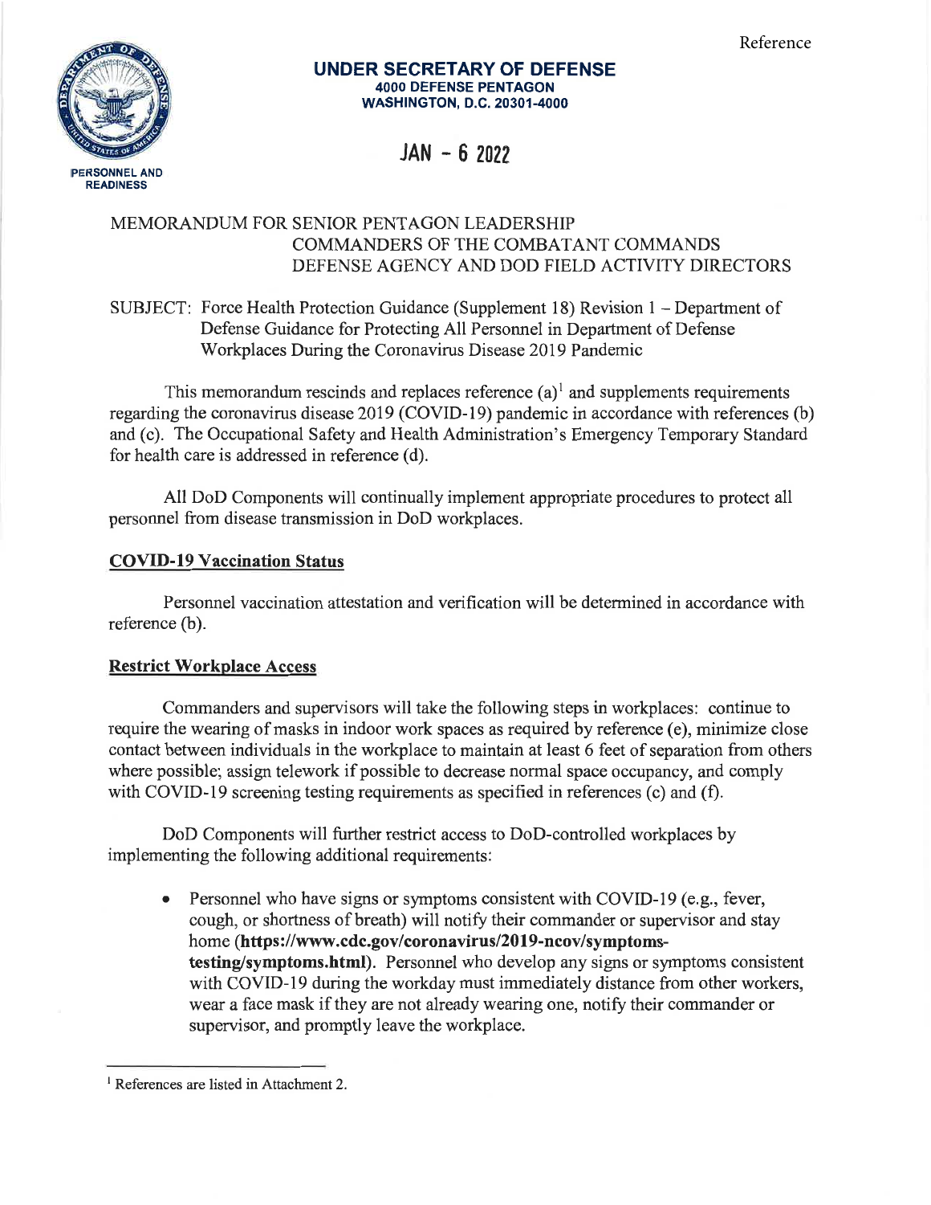Reference

**UNDER SECRETARY OF DEFENSE**
**4000 DEFENSE PENTAGON**
**WASHINGTON, D.C. 20301-4000**

PERSONNEL AND READINESS

JAN - 6 2022

MEMORANDUM FOR SENIOR PENTAGON LEADERSHIP
COMMANDERS OF THE COMBATANT COMMANDS
DEFENSE AGENCY AND DOD FIELD ACTIVITY DIRECTORS

SUBJECT: Force Health Protection Guidance (Supplement 18) Revision 1 – Department of Defense Guidance for Protecting All Personnel in Department of Defense Workplaces During the Coronavirus Disease 2019 Pandemic

This memorandum rescinds and replaces reference (a)[1] and supplements requirements regarding the coronavirus disease 2019 (COVID-19) pandemic in accordance with references (b) and (c). The Occupational Safety and Health Administration's Emergency Temporary Standard for health care is addressed in reference (d).

All DoD Components will continually implement appropriate procedures to protect all personnel from disease transmission in DoD workplaces.

**COVID-19 Vaccination Status**

Personnel vaccination attestation and verification will be determined in accordance with reference (b).

**Restrict Workplace Access**

Commanders and supervisors will take the following steps in workplaces: continue to require the wearing of masks in indoor work spaces as required by reference (e), minimize close contact between individuals in the workplace to maintain at least 6 feet of separation from others where possible; assign telework if possible to decrease normal space occupancy, and comply with COVID-19 screening testing requirements as specified in references (c) and (f).

DoD Components will further restrict access to DoD-controlled workplaces by implementing the following additional requirements:

- Personnel who have signs or symptoms consistent with COVID-19 (e.g., fever, cough, or shortness of breath) will notify their commander or supervisor and stay home (**https://www.cdc.gov/coronavirus/2019-ncov/symptoms-testing/symptoms.html**). Personnel who develop any signs or symptoms consistent with COVID-19 during the workday must immediately distance from other workers, wear a face mask if they are not already wearing one, notify their commander or supervisor, and promptly leave the workplace.

[1] References are listed in Attachment 2.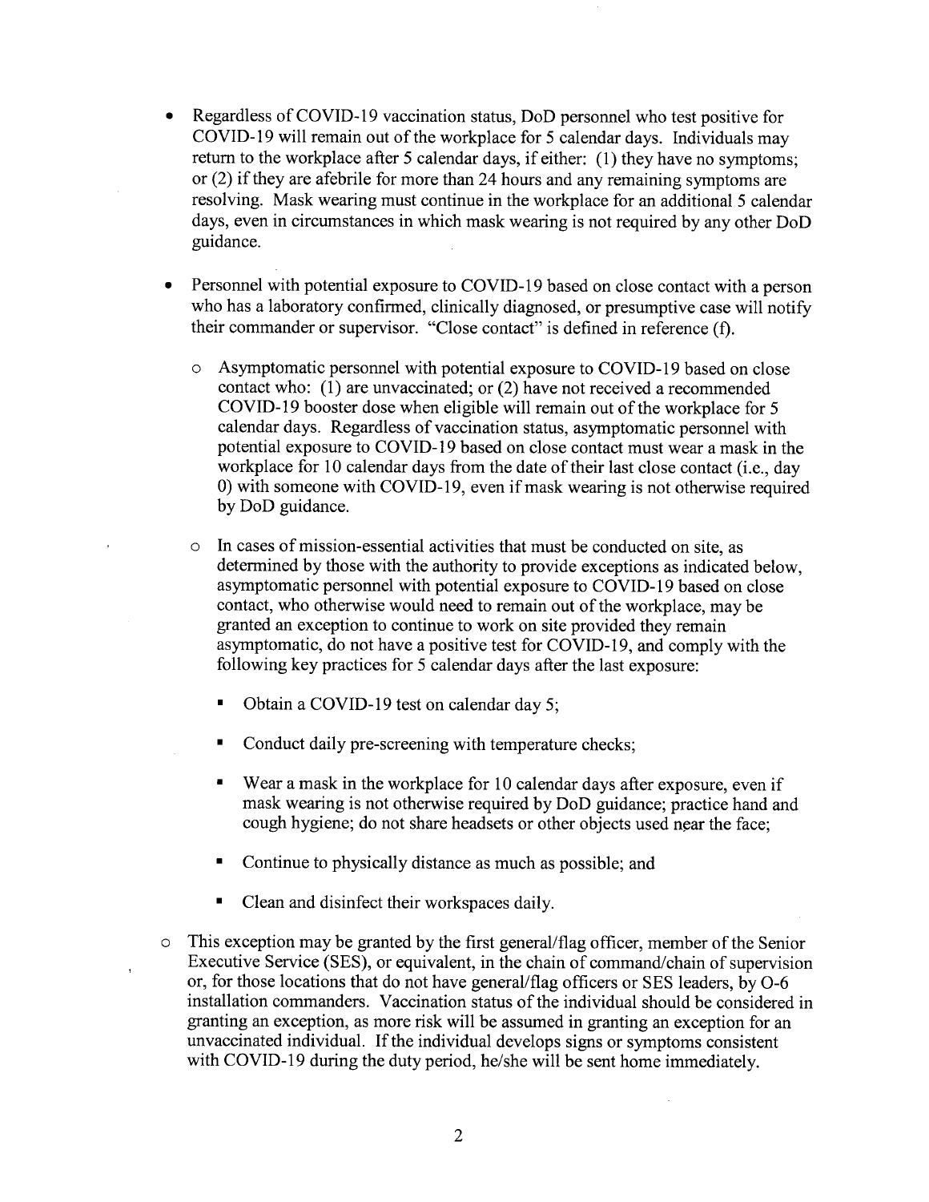- Regardless of COVID-19 vaccination status, DoD personnel who test positive for COVID-19 will remain out of the workplace for 5 calendar days. Individuals may return to the workplace after 5 calendar days, if either: (1) they have no symptoms; or (2) if they are afebrile for more than 24 hours and any remaining symptoms are resolving. Mask wearing must continue in the workplace for an additional 5 calendar days, even in circumstances in which mask wearing is not required by any other DoD guidance.

- Personnel with potential exposure to COVID-19 based on close contact with a person who has a laboratory confirmed, clinically diagnosed, or presumptive case will notify their commander or supervisor. "Close contact" is defined in reference (f).

  - Asymptomatic personnel with potential exposure to COVID-19 based on close contact who: (1) are unvaccinated; or (2) have not received a recommended COVID-19 booster dose when eligible will remain out of the workplace for 5 calendar days. Regardless of vaccination status, asymptomatic personnel with potential exposure to COVID-19 based on close contact must wear a mask in the workplace for 10 calendar days from the date of their last close contact (i.e., day 0) with someone with COVID-19, even if mask wearing is not otherwise required by DoD guidance.

  - In cases of mission-essential activities that must be conducted on site, as determined by those with the authority to provide exceptions as indicated below, asymptomatic personnel with potential exposure to COVID-19 based on close contact, who otherwise would need to remain out of the workplace, may be granted an exception to continue to work on site provided they remain asymptomatic, do not have a positive test for COVID-19, and comply with the following key practices for 5 calendar days after the last exposure:

    - Obtain a COVID-19 test on calendar day 5;

    - Conduct daily pre-screening with temperature checks;

    - Wear a mask in the workplace for 10 calendar days after exposure, even if mask wearing is not otherwise required by DoD guidance; practice hand and cough hygiene; do not share headsets or other objects used near the face;

    - Continue to physically distance as much as possible; and

    - Clean and disinfect their workspaces daily.

  - This exception may be granted by the first general/flag officer, member of the Senior Executive Service (SES), or equivalent, in the chain of command/chain of supervision or, for those locations that do not have general/flag officers or SES leaders, by O-6 installation commanders. Vaccination status of the individual should be considered in granting an exception, as more risk will be assumed in granting an exception for an unvaccinated individual. If the individual develops signs or symptoms consistent with COVID-19 during the duty period, he/she will be sent home immediately.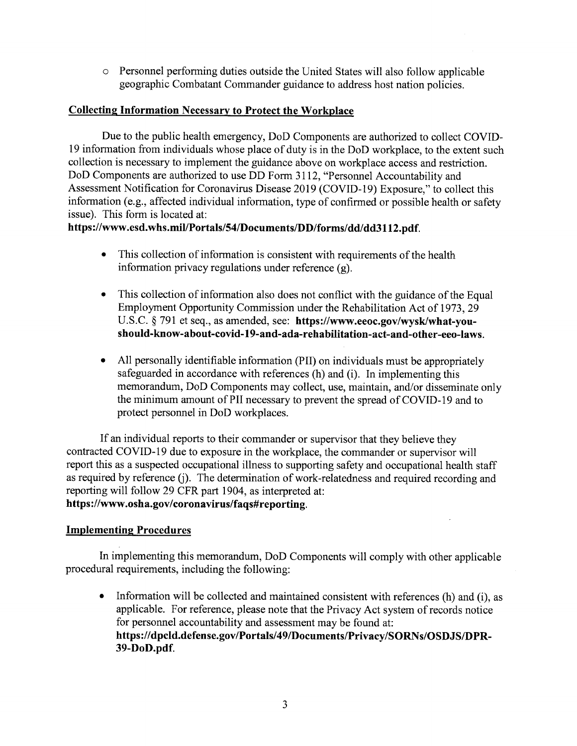- Personnel performing duties outside the United States will also follow applicable geographic Combatant Commander guidance to address host nation policies.

**Collecting Information Necessary to Protect the Workplace**

Due to the public health emergency, DoD Components are authorized to collect COVID-19 information from individuals whose place of duty is in the DoD workplace, to the extent such collection is necessary to implement the guidance above on workplace access and restriction. DoD Components are authorized to use DD Form 3112, "Personnel Accountability and Assessment Notification for Coronavirus Disease 2019 (COVID-19) Exposure," to collect this information (e.g., affected individual information, type of confirmed or possible health or safety issue). This form is located at: **https://www.esd.whs.mil/Portals/54/Documents/DD/forms/dd/dd3112.pdf**.

- This collection of information is consistent with requirements of the health information privacy regulations under reference (g).
- This collection of information also does not conflict with the guidance of the Equal Employment Opportunity Commission under the Rehabilitation Act of 1973, 29 U.S.C. § 791 et seq., as amended, see: **https://www.eeoc.gov/wysk/what-you-should-know-about-covid-19-and-ada-rehabilitation-act-and-other-eeo-laws**.
- All personally identifiable information (PII) on individuals must be appropriately safeguarded in accordance with references (h) and (i). In implementing this memorandum, DoD Components may collect, use, maintain, and/or disseminate only the minimum amount of PII necessary to prevent the spread of COVID-19 and to protect personnel in DoD workplaces.

If an individual reports to their commander or supervisor that they believe they contracted COVID-19 due to exposure in the workplace, the commander or supervisor will report this as a suspected occupational illness to supporting safety and occupational health staff as required by reference (j). The determination of work-relatedness and required recording and reporting will follow 29 CFR part 1904, as interpreted at: **https://www.osha.gov/coronavirus/faqs#reporting**.

**Implementing Procedures**

In implementing this memorandum, DoD Components will comply with other applicable procedural requirements, including the following:

- Information will be collected and maintained consistent with references (h) and (i), as applicable. For reference, please note that the Privacy Act system of records notice for personnel accountability and assessment may be found at: **https://dpcld.defense.gov/Portals/49/Documents/Privacy/SORNs/OSDJS/DPR-39-DoD.pdf**.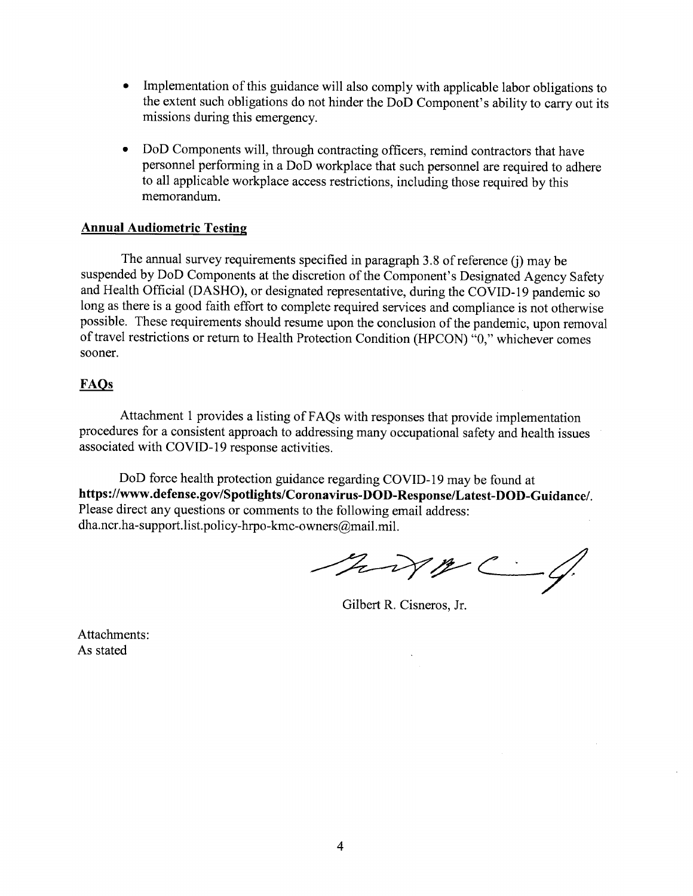- Implementation of this guidance will also comply with applicable labor obligations to the extent such obligations do not hinder the DoD Component's ability to carry out its missions during this emergency.

- DoD Components will, through contracting officers, remind contractors that have personnel performing in a DoD workplace that such personnel are required to adhere to all applicable workplace access restrictions, including those required by this memorandum.

**Annual Audiometric Testing**

The annual survey requirements specified in paragraph 3.8 of reference (j) may be suspended by DoD Components at the discretion of the Component's Designated Agency Safety and Health Official (DASHO), or designated representative, during the COVID-19 pandemic so long as there is a good faith effort to complete required services and compliance is not otherwise possible. These requirements should resume upon the conclusion of the pandemic, upon removal of travel restrictions or return to Health Protection Condition (HPCON) "0," whichever comes sooner.

**FAQs**

Attachment 1 provides a listing of FAQs with responses that provide implementation procedures for a consistent approach to addressing many occupational safety and health issues associated with COVID-19 response activities.

DoD force health protection guidance regarding COVID-19 may be found at **https://www.defense.gov/Spotlights/Coronavirus-DOD-Response/Latest-DOD-Guidance/**. Please direct any questions or comments to the following email address: dha.ncr.ha-support.list.policy-hrpo-kmc-owners@mail.mil.

Gilbert R. Cisneros, Jr.

Attachments:
As stated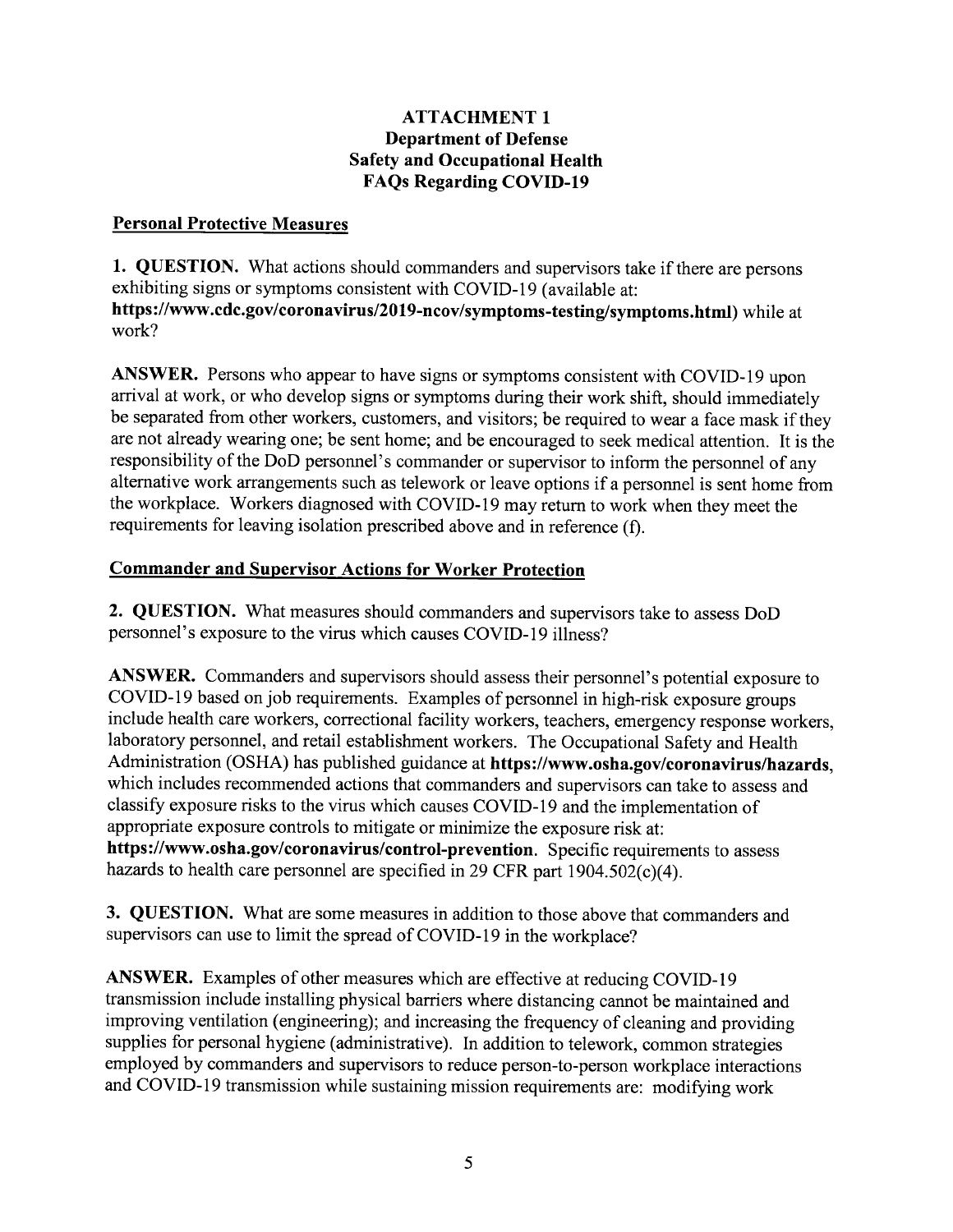# ATTACHMENT 1
## Department of Defense
## Safety and Occupational Health
## FAQs Regarding COVID-19

### Personal Protective Measures

**1. QUESTION.** What actions should commanders and supervisors take if there are persons exhibiting signs or symptoms consistent with COVID-19 (available at: **https://www.cdc.gov/coronavirus/2019-ncov/symptoms-testing/symptoms.html**) while at work?

**ANSWER.** Persons who appear to have signs or symptoms consistent with COVID-19 upon arrival at work, or who develop signs or symptoms during their work shift, should immediately be separated from other workers, customers, and visitors; be required to wear a face mask if they are not already wearing one; be sent home; and be encouraged to seek medical attention. It is the responsibility of the DoD personnel's commander or supervisor to inform the personnel of any alternative work arrangements such as telework or leave options if a personnel is sent home from the workplace. Workers diagnosed with COVID-19 may return to work when they meet the requirements for leaving isolation prescribed above and in reference (f).

### Commander and Supervisor Actions for Worker Protection

**2. QUESTION.** What measures should commanders and supervisors take to assess DoD personnel's exposure to the virus which causes COVID-19 illness?

**ANSWER.** Commanders and supervisors should assess their personnel's potential exposure to COVID-19 based on job requirements. Examples of personnel in high-risk exposure groups include health care workers, correctional facility workers, teachers, emergency response workers, laboratory personnel, and retail establishment workers. The Occupational Safety and Health Administration (OSHA) has published guidance at **https://www.osha.gov/coronavirus/hazards**, which includes recommended actions that commanders and supervisors can take to assess and classify exposure risks to the virus which causes COVID-19 and the implementation of appropriate exposure controls to mitigate or minimize the exposure risk at: **https://www.osha.gov/coronavirus/control-prevention**. Specific requirements to assess hazards to health care personnel are specified in 29 CFR part 1904.502(c)(4).

**3. QUESTION.** What are some measures in addition to those above that commanders and supervisors can use to limit the spread of COVID-19 in the workplace?

**ANSWER.** Examples of other measures which are effective at reducing COVID-19 transmission include installing physical barriers where distancing cannot be maintained and improving ventilation (engineering); and increasing the frequency of cleaning and providing supplies for personal hygiene (administrative). In addition to telework, common strategies employed by commanders and supervisors to reduce person-to-person workplace interactions and COVID-19 transmission while sustaining mission requirements are: modifying work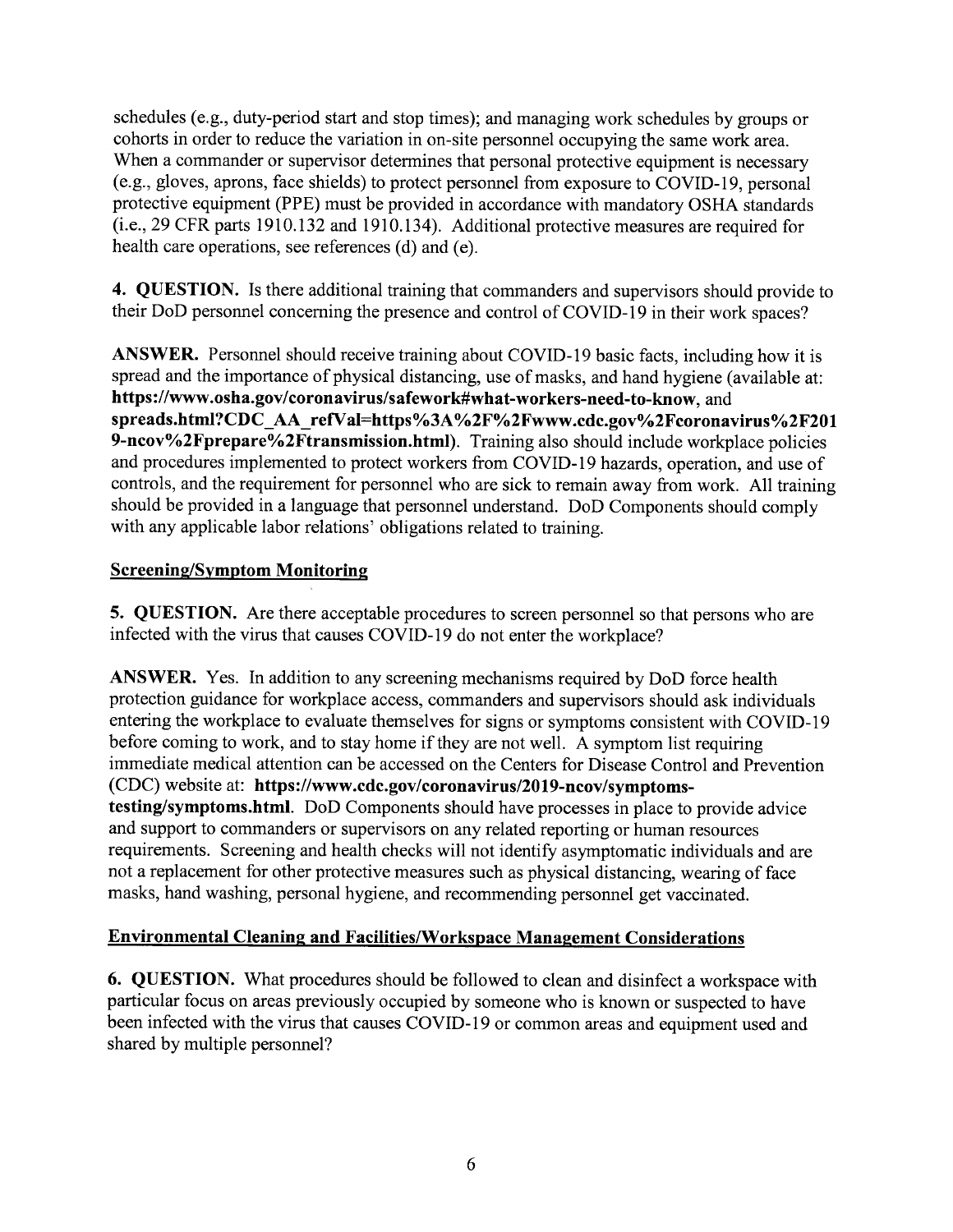schedules (e.g., duty-period start and stop times); and managing work schedules by groups or cohorts in order to reduce the variation in on-site personnel occupying the same work area. When a commander or supervisor determines that personal protective equipment is necessary (e.g., gloves, aprons, face shields) to protect personnel from exposure to COVID-19, personal protective equipment (PPE) must be provided in accordance with mandatory OSHA standards (i.e., 29 CFR parts 1910.132 and 1910.134). Additional protective measures are required for health care operations, see references (d) and (e).

**4. QUESTION.** Is there additional training that commanders and supervisors should provide to their DoD personnel concerning the presence and control of COVID-19 in their work spaces?

**ANSWER.** Personnel should receive training about COVID-19 basic facts, including how it is spread and the importance of physical distancing, use of masks, and hand hygiene (available at: **https://www.osha.gov/coronavirus/safework#what-workers-need-to-know**, and **spreads.html?CDC_AA_refVal=https%3A%2F%2Fwww.cdc.gov%2Fcoronavirus%2F2019-ncov%2Fprepare%2Ftransmission.html**). Training also should include workplace policies and procedures implemented to protect workers from COVID-19 hazards, operation, and use of controls, and the requirement for personnel who are sick to remain away from work. All training should be provided in a language that personnel understand. DoD Components should comply with any applicable labor relations' obligations related to training.

## Screening/Symptom Monitoring

**5. QUESTION.** Are there acceptable procedures to screen personnel so that persons who are infected with the virus that causes COVID-19 do not enter the workplace?

**ANSWER.** Yes. In addition to any screening mechanisms required by DoD force health protection guidance for workplace access, commanders and supervisors should ask individuals entering the workplace to evaluate themselves for signs or symptoms consistent with COVID-19 before coming to work, and to stay home if they are not well. A symptom list requiring immediate medical attention can be accessed on the Centers for Disease Control and Prevention (CDC) website at: **https://www.cdc.gov/coronavirus/2019-ncov/symptoms-testing/symptoms.html**. DoD Components should have processes in place to provide advice and support to commanders or supervisors on any related reporting or human resources requirements. Screening and health checks will not identify asymptomatic individuals and are not a replacement for other protective measures such as physical distancing, wearing of face masks, hand washing, personal hygiene, and recommending personnel get vaccinated.

## Environmental Cleaning and Facilities/Workspace Management Considerations

**6. QUESTION.** What procedures should be followed to clean and disinfect a workspace with particular focus on areas previously occupied by someone who is known or suspected to have been infected with the virus that causes COVID-19 or common areas and equipment used and shared by multiple personnel?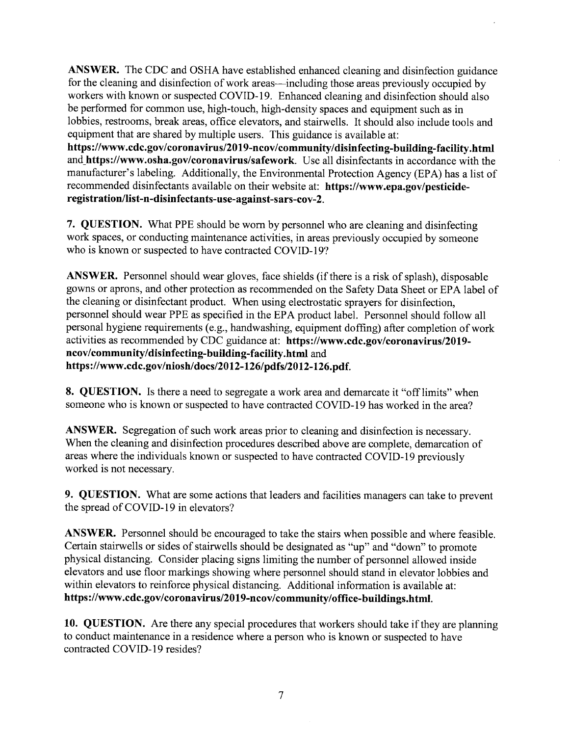**ANSWER.** The CDC and OSHA have established enhanced cleaning and disinfection guidance for the cleaning and disinfection of work areas—including those areas previously occupied by workers with known or suspected COVID-19. Enhanced cleaning and disinfection should also be performed for common use, high-touch, high-density spaces and equipment such as in lobbies, restrooms, break areas, office elevators, and stairwells. It should also include tools and equipment that are shared by multiple users. This guidance is available at: **https://www.cdc.gov/coronavirus/2019-ncov/community/disinfecting-building-facility.html** and **https://www.osha.gov/coronavirus/safework**. Use all disinfectants in accordance with the manufacturer's labeling. Additionally, the Environmental Protection Agency (EPA) has a list of recommended disinfectants available on their website at: **https://www.epa.gov/pesticide-registration/list-n-disinfectants-use-against-sars-cov-2**.

**7. QUESTION.** What PPE should be worn by personnel who are cleaning and disinfecting work spaces, or conducting maintenance activities, in areas previously occupied by someone who is known or suspected to have contracted COVID-19?

**ANSWER.** Personnel should wear gloves, face shields (if there is a risk of splash), disposable gowns or aprons, and other protection as recommended on the Safety Data Sheet or EPA label of the cleaning or disinfectant product. When using electrostatic sprayers for disinfection, personnel should wear PPE as specified in the EPA product label. Personnel should follow all personal hygiene requirements (e.g., handwashing, equipment doffing) after completion of work activities as recommended by CDC guidance at: **https://www.cdc.gov/coronavirus/2019-ncov/community/disinfecting-building-facility.html** and **https://www.cdc.gov/niosh/docs/2012-126/pdfs/2012-126.pdf**.

**8. QUESTION.** Is there a need to segregate a work area and demarcate it "off limits" when someone who is known or suspected to have contracted COVID-19 has worked in the area?

**ANSWER.** Segregation of such work areas prior to cleaning and disinfection is necessary. When the cleaning and disinfection procedures described above are complete, demarcation of areas where the individuals known or suspected to have contracted COVID-19 previously worked is not necessary.

**9. QUESTION.** What are some actions that leaders and facilities managers can take to prevent the spread of COVID-19 in elevators?

**ANSWER.** Personnel should be encouraged to take the stairs when possible and where feasible. Certain stairwells or sides of stairwells should be designated as "up" and "down" to promote physical distancing. Consider placing signs limiting the number of personnel allowed inside elevators and use floor markings showing where personnel should stand in elevator lobbies and within elevators to reinforce physical distancing. Additional information is available at: **https://www.cdc.gov/coronavirus/2019-ncov/community/office-buildings.html**.

**10. QUESTION.** Are there any special procedures that workers should take if they are planning to conduct maintenance in a residence where a person who is known or suspected to have contracted COVID-19 resides?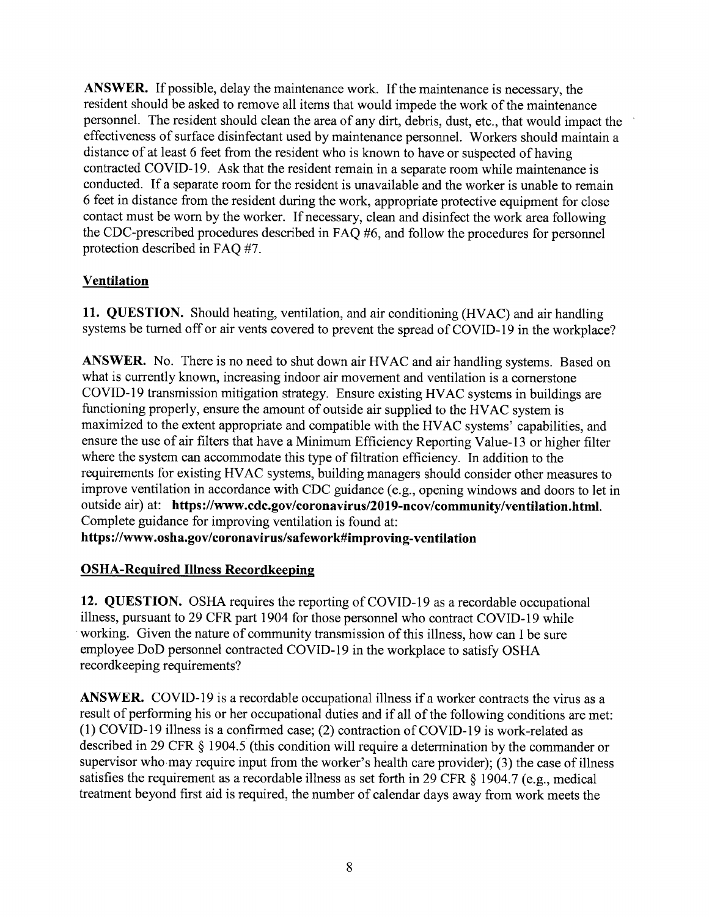**ANSWER.** If possible, delay the maintenance work. If the maintenance is necessary, the resident should be asked to remove all items that would impede the work of the maintenance personnel. The resident should clean the area of any dirt, debris, dust, etc., that would impact the effectiveness of surface disinfectant used by maintenance personnel. Workers should maintain a distance of at least 6 feet from the resident who is known to have or suspected of having contracted COVID-19. Ask that the resident remain in a separate room while maintenance is conducted. If a separate room for the resident is unavailable and the worker is unable to remain 6 feet in distance from the resident during the work, appropriate protective equipment for close contact must be worn by the worker. If necessary, clean and disinfect the work area following the CDC-prescribed procedures described in FAQ #6, and follow the procedures for personnel protection described in FAQ #7.

## Ventilation

**11. QUESTION.** Should heating, ventilation, and air conditioning (HVAC) and air handling systems be turned off or air vents covered to prevent the spread of COVID-19 in the workplace?

**ANSWER.** No. There is no need to shut down air HVAC and air handling systems. Based on what is currently known, increasing indoor air movement and ventilation is a cornerstone COVID-19 transmission mitigation strategy. Ensure existing HVAC systems in buildings are functioning properly, ensure the amount of outside air supplied to the HVAC system is maximized to the extent appropriate and compatible with the HVAC systems' capabilities, and ensure the use of air filters that have a Minimum Efficiency Reporting Value-13 or higher filter where the system can accommodate this type of filtration efficiency. In addition to the requirements for existing HVAC systems, building managers should consider other measures to improve ventilation in accordance with CDC guidance (e.g., opening windows and doors to let in outside air) at: **https://www.cdc.gov/coronavirus/2019-ncov/community/ventilation.html**. Complete guidance for improving ventilation is found at: **https://www.osha.gov/coronavirus/safework#improving-ventilation**

## OSHA-Required Illness Recordkeeping

**12. QUESTION.** OSHA requires the reporting of COVID-19 as a recordable occupational illness, pursuant to 29 CFR part 1904 for those personnel who contract COVID-19 while working. Given the nature of community transmission of this illness, how can I be sure employee DoD personnel contracted COVID-19 in the workplace to satisfy OSHA recordkeeping requirements?

**ANSWER.** COVID-19 is a recordable occupational illness if a worker contracts the virus as a result of performing his or her occupational duties and if all of the following conditions are met: (1) COVID-19 illness is a confirmed case; (2) contraction of COVID-19 is work-related as described in 29 CFR § 1904.5 (this condition will require a determination by the commander or supervisor who may require input from the worker's health care provider); (3) the case of illness satisfies the requirement as a recordable illness as set forth in 29 CFR § 1904.7 (e.g., medical treatment beyond first aid is required, the number of calendar days away from work meets the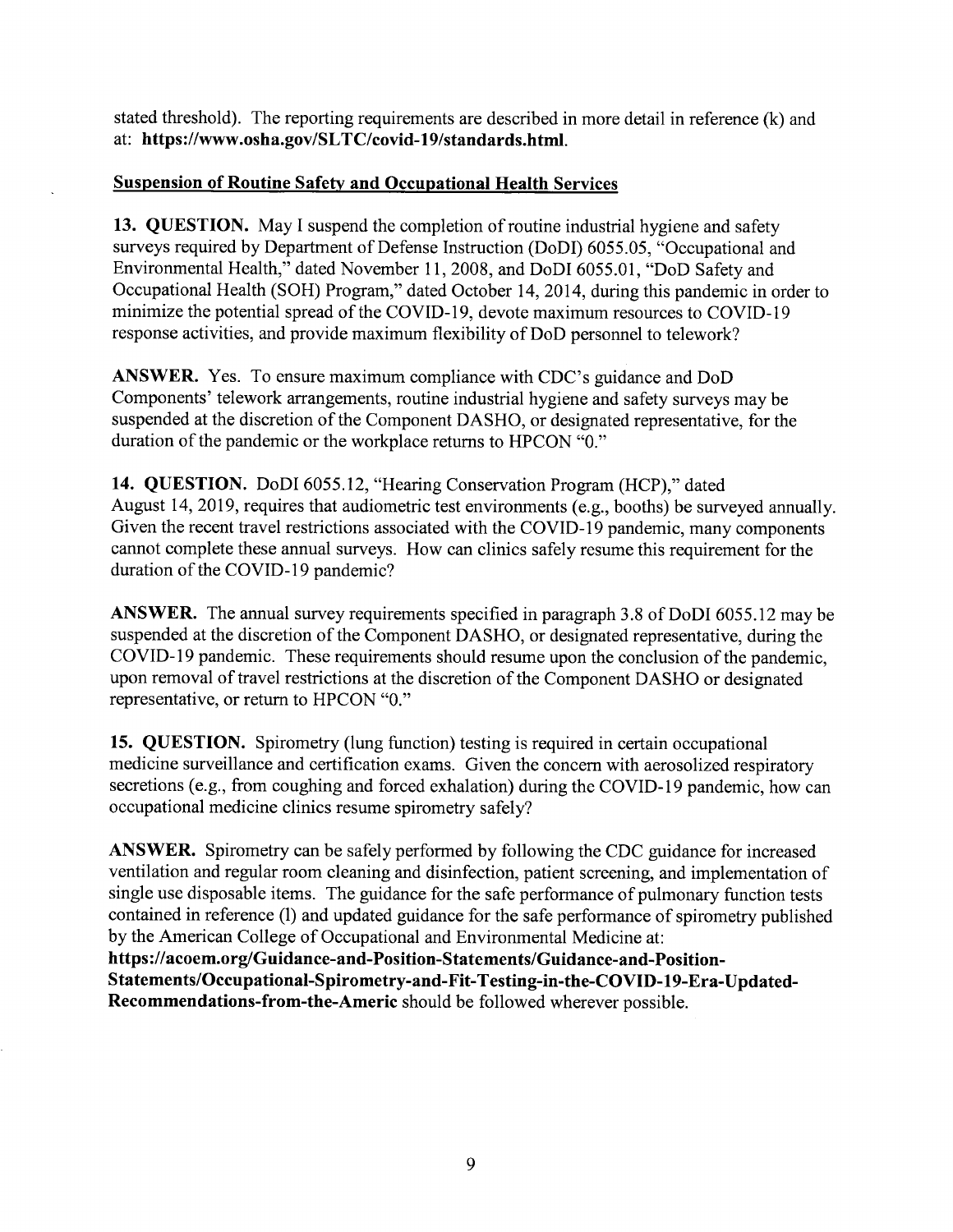stated threshold). The reporting requirements are described in more detail in reference (k) and at: **https://www.osha.gov/SLTC/covid-19/standards.html.**

## Suspension of Routine Safety and Occupational Health Services

**13. QUESTION.** May I suspend the completion of routine industrial hygiene and safety surveys required by Department of Defense Instruction (DoDI) 6055.05, "Occupational and Environmental Health," dated November 11, 2008, and DoDI 6055.01, "DoD Safety and Occupational Health (SOH) Program," dated October 14, 2014, during this pandemic in order to minimize the potential spread of the COVID-19, devote maximum resources to COVID-19 response activities, and provide maximum flexibility of DoD personnel to telework?

**ANSWER.** Yes. To ensure maximum compliance with CDC's guidance and DoD Components' telework arrangements, routine industrial hygiene and safety surveys may be suspended at the discretion of the Component DASHO, or designated representative, for the duration of the pandemic or the workplace returns to HPCON "0."

**14. QUESTION.** DoDI 6055.12, "Hearing Conservation Program (HCP)," dated August 14, 2019, requires that audiometric test environments (e.g., booths) be surveyed annually. Given the recent travel restrictions associated with the COVID-19 pandemic, many components cannot complete these annual surveys. How can clinics safely resume this requirement for the duration of the COVID-19 pandemic?

**ANSWER.** The annual survey requirements specified in paragraph 3.8 of DoDI 6055.12 may be suspended at the discretion of the Component DASHO, or designated representative, during the COVID-19 pandemic. These requirements should resume upon the conclusion of the pandemic, upon removal of travel restrictions at the discretion of the Component DASHO or designated representative, or return to HPCON "0."

**15. QUESTION.** Spirometry (lung function) testing is required in certain occupational medicine surveillance and certification exams. Given the concern with aerosolized respiratory secretions (e.g., from coughing and forced exhalation) during the COVID-19 pandemic, how can occupational medicine clinics resume spirometry safely?

**ANSWER.** Spirometry can be safely performed by following the CDC guidance for increased ventilation and regular room cleaning and disinfection, patient screening, and implementation of single use disposable items. The guidance for the safe performance of pulmonary function tests contained in reference (l) and updated guidance for the safe performance of spirometry published by the American College of Occupational and Environmental Medicine at: **https://acoem.org/Guidance-and-Position-Statements/Guidance-and-Position-Statements/Occupational-Spirometry-and-Fit-Testing-in-the-COVID-19-Era-Updated-Recommendations-from-the-Americ** should be followed wherever possible.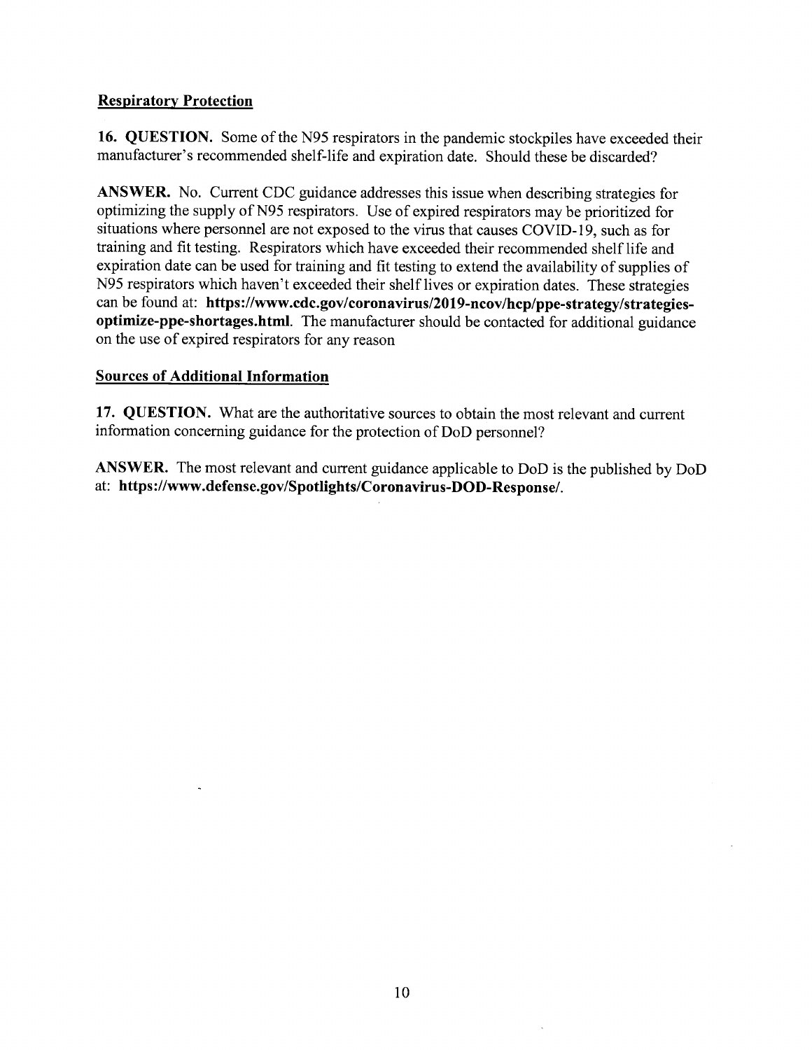## Respiratory Protection

**16. QUESTION.** Some of the N95 respirators in the pandemic stockpiles have exceeded their manufacturer's recommended shelf-life and expiration date. Should these be discarded?

**ANSWER.** No. Current CDC guidance addresses this issue when describing strategies for optimizing the supply of N95 respirators. Use of expired respirators may be prioritized for situations where personnel are not exposed to the virus that causes COVID-19, such as for training and fit testing. Respirators which have exceeded their recommended shelf life and expiration date can be used for training and fit testing to extend the availability of supplies of N95 respirators which haven't exceeded their shelf lives or expiration dates. These strategies can be found at: **https://www.cdc.gov/coronavirus/2019-ncov/hcp/ppe-strategy/strategies-optimize-ppe-shortages.html**. The manufacturer should be contacted for additional guidance on the use of expired respirators for any reason

## Sources of Additional Information

**17. QUESTION.** What are the authoritative sources to obtain the most relevant and current information concerning guidance for the protection of DoD personnel?

**ANSWER.** The most relevant and current guidance applicable to DoD is the published by DoD at: **https://www.defense.gov/Spotlights/Coronavirus-DOD-Response/**.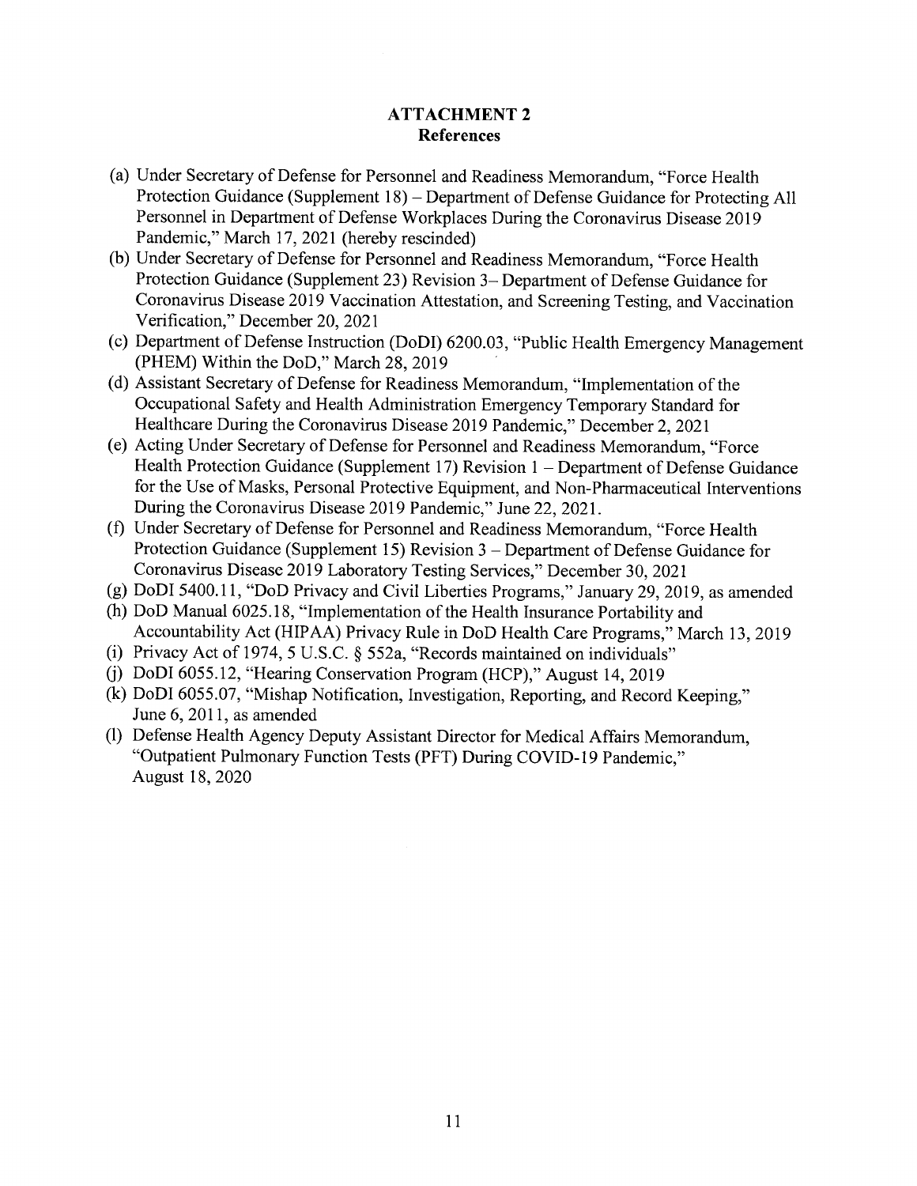## ATTACHMENT 2
### References

(a) Under Secretary of Defense for Personnel and Readiness Memorandum, "Force Health Protection Guidance (Supplement 18) – Department of Defense Guidance for Protecting All Personnel in Department of Defense Workplaces During the Coronavirus Disease 2019 Pandemic," March 17, 2021 (hereby rescinded)

(b) Under Secretary of Defense for Personnel and Readiness Memorandum, "Force Health Protection Guidance (Supplement 23) Revision 3– Department of Defense Guidance for Coronavirus Disease 2019 Vaccination Attestation, and Screening Testing, and Vaccination Verification," December 20, 2021

(c) Department of Defense Instruction (DoDI) 6200.03, "Public Health Emergency Management (PHEM) Within the DoD," March 28, 2019

(d) Assistant Secretary of Defense for Readiness Memorandum, "Implementation of the Occupational Safety and Health Administration Emergency Temporary Standard for Healthcare During the Coronavirus Disease 2019 Pandemic," December 2, 2021

(e) Acting Under Secretary of Defense for Personnel and Readiness Memorandum, "Force Health Protection Guidance (Supplement 17) Revision 1 – Department of Defense Guidance for the Use of Masks, Personal Protective Equipment, and Non-Pharmaceutical Interventions During the Coronavirus Disease 2019 Pandemic," June 22, 2021.

(f) Under Secretary of Defense for Personnel and Readiness Memorandum, "Force Health Protection Guidance (Supplement 15) Revision 3 – Department of Defense Guidance for Coronavirus Disease 2019 Laboratory Testing Services," December 30, 2021

(g) DoDI 5400.11, "DoD Privacy and Civil Liberties Programs," January 29, 2019, as amended

(h) DoD Manual 6025.18, "Implementation of the Health Insurance Portability and Accountability Act (HIPAA) Privacy Rule in DoD Health Care Programs," March 13, 2019

(i) Privacy Act of 1974, 5 U.S.C. § 552a, "Records maintained on individuals"

(j) DoDI 6055.12, "Hearing Conservation Program (HCP)," August 14, 2019

(k) DoDI 6055.07, "Mishap Notification, Investigation, Reporting, and Record Keeping," June 6, 2011, as amended

(l) Defense Health Agency Deputy Assistant Director for Medical Affairs Memorandum, "Outpatient Pulmonary Function Tests (PFT) During COVID-19 Pandemic," August 18, 2020